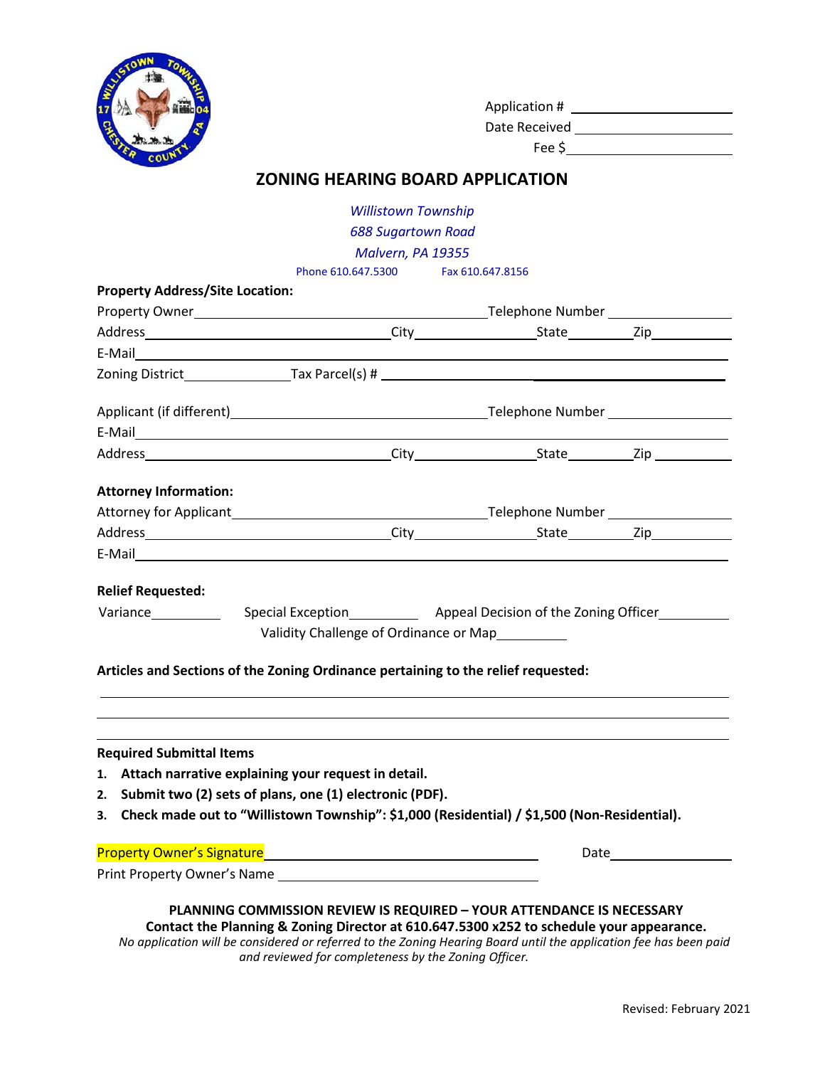Application # \_\_\_\_\_\_\_\_\_\_\_\_\_\_\_\_\_\_\_\_

Date Received \_\_\_\_\_\_\_\_\_\_\_\_\_\_\_\_\_\_\_\_

Fee $\_\_\_\_\_\_\_\_\_\_\_\_\_\_\_\_\_\_\_\_

# ZONING HEARING BOARD APPLICATION

*Willistown Township*
*688 Sugartown Road*
*Malvern, PA 19355*

Phone 610.647.5300 Fax 610.647.8156

**Property Address/Site Location:**

Property Owner\_\_\_\_\_\_\_\_\_\_\_\_\_\_\_\_\_\_\_\_\_\_\_\_\_\_\_\_\_\_\_\_\_\_\_\_\_\_\_\_Telephone Number \_\_\_\_\_\_\_\_\_\_\_\_\_\_\_\_\_\_

Address\_\_\_\_\_\_\_\_\_\_\_\_\_\_\_\_\_\_\_\_\_\_\_\_\_\_\_\_\_\_\_\_\_\_City\_\_\_\_\_\_\_\_\_\_\_\_\_\_\_\_\_\_State\_\_\_\_\_\_\_\_\_Zip\_\_\_\_\_\_\_\_\_\_\_\_

E-Mail\_\_\_\_\_\_\_\_\_\_\_\_\_\_\_\_\_\_\_\_\_\_\_\_\_\_\_\_\_\_\_\_\_\_\_\_\_\_\_\_\_\_\_\_\_\_\_\_\_\_\_\_\_\_\_\_\_\_\_\_\_\_\_\_\_\_\_\_\_\_\_\_\_\_\_\_\_\_\_\_

Zoning District\_\_\_\_\_\_\_\_\_\_\_\_\_\_\_Tax Parcel(s) # \_\_\_\_\_\_\_\_\_\_\_\_\_\_\_\_\_\_\_\_\_\_\_\_\_\_\_\_\_\_\_\_\_\_\_\_\_\_\_\_\_\_\_\_\_\_\_\_

Applicant (if different)\_\_\_\_\_\_\_\_\_\_\_\_\_\_\_\_\_\_\_\_\_\_\_\_\_\_\_\_\_\_\_\_\_\_\_Telephone Number \_\_\_\_\_\_\_\_\_\_\_\_\_\_\_\_\_\_

E-Mail\_\_\_\_\_\_\_\_\_\_\_\_\_\_\_\_\_\_\_\_\_\_\_\_\_\_\_\_\_\_\_\_\_\_\_\_\_\_\_\_\_\_\_\_\_\_\_\_\_\_\_\_\_\_\_\_\_\_\_\_\_\_\_\_\_\_\_\_\_\_\_\_\_\_\_\_\_\_\_\_

Address\_\_\_\_\_\_\_\_\_\_\_\_\_\_\_\_\_\_\_\_\_\_\_\_\_\_\_\_\_\_\_\_\_\_City\_\_\_\_\_\_\_\_\_\_\_\_\_\_\_\_\_\_State\_\_\_\_\_\_\_\_\_Zip \_\_\_\_\_\_\_\_\_\_\_\_

**Attorney Information:**

Attorney for Applicant\_\_\_\_\_\_\_\_\_\_\_\_\_\_\_\_\_\_\_\_\_\_\_\_\_\_\_\_\_\_\_\_\_\_\_Telephone Number \_\_\_\_\_\_\_\_\_\_\_\_\_\_\_\_\_\_

Address\_\_\_\_\_\_\_\_\_\_\_\_\_\_\_\_\_\_\_\_\_\_\_\_\_\_\_\_\_\_\_\_\_\_City\_\_\_\_\_\_\_\_\_\_\_\_\_\_\_\_\_\_State\_\_\_\_\_\_\_\_\_Zip\_\_\_\_\_\_\_\_\_\_\_\_

E-Mail\_\_\_\_\_\_\_\_\_\_\_\_\_\_\_\_\_\_\_\_\_\_\_\_\_\_\_\_\_\_\_\_\_\_\_\_\_\_\_\_\_\_\_\_\_\_\_\_\_\_\_\_\_\_\_\_\_\_\_\_\_\_\_\_\_\_\_\_\_\_\_\_\_\_\_\_\_\_\_\_

**Relief Requested:**

Variance\_\_\_\_\_\_\_\_\_\_ Special Exception\_\_\_\_\_\_\_\_\_\_ Appeal Decision of the Zoning Officer\_\_\_\_\_\_\_\_\_\_

Validity Challenge of Ordinance or Map\_\_\_\_\_\_\_\_\_\_

**Articles and Sections of the Zoning Ordinance pertaining to the relief requested:**

\_\_\_\_\_\_\_\_\_\_\_\_\_\_\_\_\_\_\_\_\_\_\_\_\_\_\_\_\_\_\_\_\_\_\_\_\_\_\_\_\_\_\_\_\_\_\_\_\_\_\_\_\_\_\_\_\_\_\_\_\_\_\_\_\_\_\_\_\_\_\_\_\_\_\_\_\_\_\_\_\_\_\_\_

\_\_\_\_\_\_\_\_\_\_\_\_\_\_\_\_\_\_\_\_\_\_\_\_\_\_\_\_\_\_\_\_\_\_\_\_\_\_\_\_\_\_\_\_\_\_\_\_\_\_\_\_\_\_\_\_\_\_\_\_\_\_\_\_\_\_\_\_\_\_\_\_\_\_\_\_\_\_\_\_\_\_\_\_

\_\_\_\_\_\_\_\_\_\_\_\_\_\_\_\_\_\_\_\_\_\_\_\_\_\_\_\_\_\_\_\_\_\_\_\_\_\_\_\_\_\_\_\_\_\_\_\_\_\_\_\_\_\_\_\_\_\_\_\_\_\_\_\_\_\_\_\_\_\_\_\_\_\_\_\_\_\_\_\_\_\_\_\_

**Required Submittal Items**

1. **Attach narrative explaining your request in detail.**
2. **Submit two (2) sets of plans, one (1) electronic (PDF).**
3. **Check made out to "Willistown Township": $1,000 (Residential) / $1,500 (Non-Residential).**

Property Owner's Signature\_\_\_\_\_\_\_\_\_\_\_\_\_\_\_\_\_\_\_\_\_\_\_\_\_\_\_\_\_\_\_\_\_\_\_\_\_\_ Date\_\_\_\_\_\_\_\_\_\_\_\_\_\_\_\_\_\_

Print Property Owner's Name \_\_\_\_\_\_\_\_\_\_\_\_\_\_\_\_\_\_\_\_\_\_\_\_\_\_\_\_\_\_\_\_\_\_\_\_\_\_

**PLANNING COMMISSION REVIEW IS REQUIRED – YOUR ATTENDANCE IS NECESSARY**
**Contact the Planning & Zoning Director at 610.647.5300 x252 to schedule your appearance.**

*No application will be considered or referred to the Zoning Hearing Board until the application fee has been paid and reviewed for completeness by the Zoning Officer.*

Revised: February 2021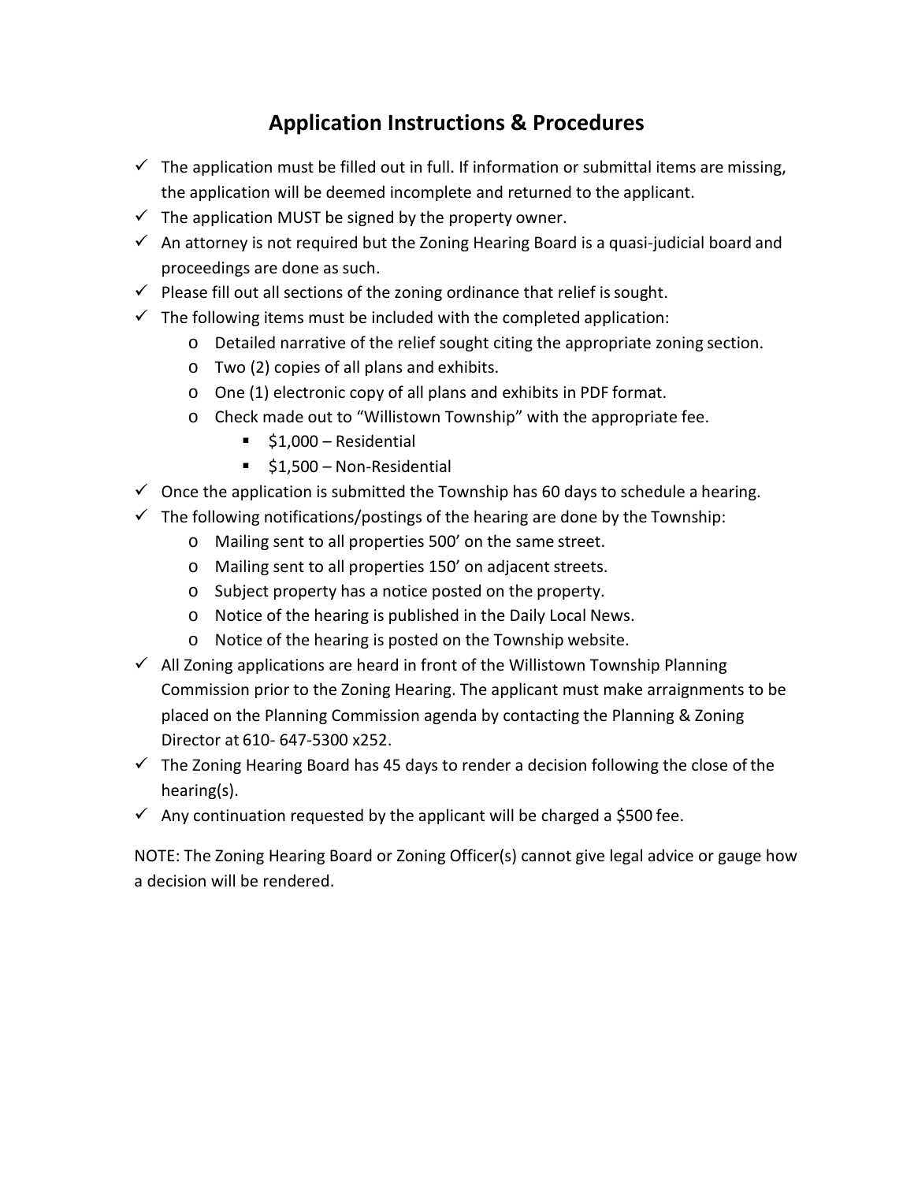## Application Instructions & Procedures

- ✓ The application must be filled out in full. If information or submittal items are missing, the application will be deemed incomplete and returned to the applicant.
- ✓ The application MUST be signed by the property owner.
- ✓ An attorney is not required but the Zoning Hearing Board is a quasi-judicial board and proceedings are done as such.
- ✓ Please fill out all sections of the zoning ordinance that relief is sought.
- ✓ The following items must be included with the completed application:
  - o Detailed narrative of the relief sought citing the appropriate zoning section.
  - o Two (2) copies of all plans and exhibits.
  - o One (1) electronic copy of all plans and exhibits in PDF format.
  - o Check made out to "Willistown Township" with the appropriate fee.
    - $1,000 – Residential
    - $1,500 – Non-Residential
- ✓ Once the application is submitted the Township has 60 days to schedule a hearing.
- ✓ The following notifications/postings of the hearing are done by the Township:
  - o Mailing sent to all properties 500' on the same street.
  - o Mailing sent to all properties 150' on adjacent streets.
  - o Subject property has a notice posted on the property.
  - o Notice of the hearing is published in the Daily Local News.
  - o Notice of the hearing is posted on the Township website.
- ✓ All Zoning applications are heard in front of the Willistown Township Planning Commission prior to the Zoning Hearing. The applicant must make arraignments to be placed on the Planning Commission agenda by contacting the Planning & Zoning Director at 610- 647-5300 x252.
- ✓ The Zoning Hearing Board has 45 days to render a decision following the close of the hearing(s).
- ✓ Any continuation requested by the applicant will be charged a $500 fee.

NOTE: The Zoning Hearing Board or Zoning Officer(s) cannot give legal advice or gauge how a decision will be rendered.